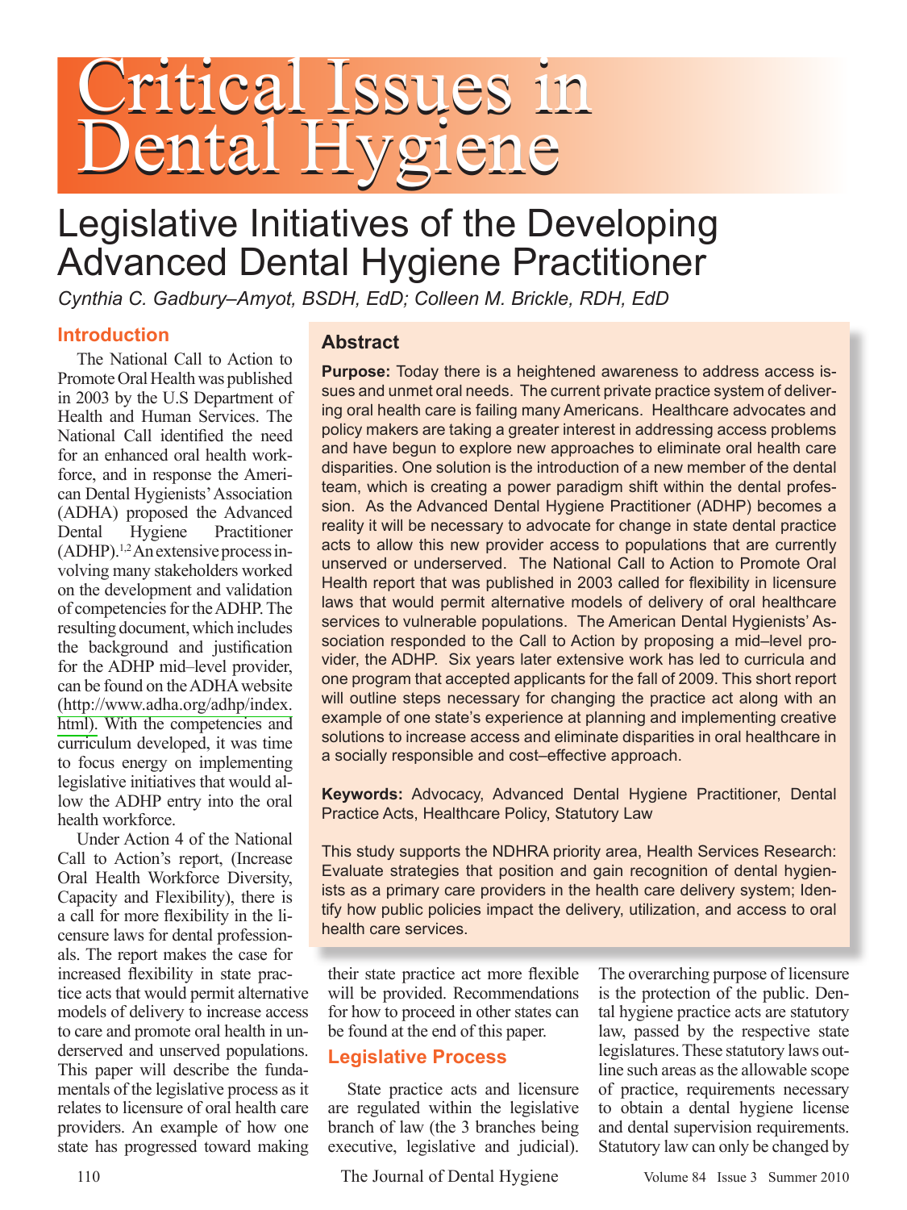# Critical Issues in Dental Hygiene

# Legislative Initiatives of the Developing Advanced Dental Hygiene Practitioner

*Cynthia C. Gadbury–Amyot, BSDH, EdD; Colleen M. Brickle, RDH, EdD*

## Abstract

**Purpose:** Today there is a heightened awareness to address access issues and unmet oral needs. The current private practice system of delivering oral health care is failing many Americans. Healthcare advocates and policy makers are taking a greater interest in addressing access problems and have begun to explore new approaches to eliminate oral health care disparities. One solution is the introduction of a new member of the dental team, which is creating a power paradigm shift within the dental profession. As the Advanced Dental Hygiene Practitioner (ADHP) becomes a reality it will be necessary to advocate for change in state dental practice acts to allow this new provider access to populations that are currently unserved or underserved. The National Call to Action to Promote Oral Health report that was published in 2003 called for flexibility in licensure laws that would permit alternative models of delivery of oral healthcare services to vulnerable populations. The American Dental Hygienists' Association responded to the Call to Action by proposing a mid–level provider, the ADHP. Six years later extensive work has led to curricula and one program that accepted applicants for the fall of 2009. This short report will outline steps necessary for changing the practice act along with an example of one state's experience at planning and implementing creative solutions to increase access and eliminate disparities in oral healthcare in a socially responsible and cost–effective approach.

**Keywords:** Advocacy, Advanced Dental Hygiene Practitioner, Dental Practice Acts, Healthcare Policy, Statutory Law

This study supports the NDHRA priority area, Health Services Research: Evaluate strategies that position and gain recognition of dental hygienists as a primary care providers in the health care delivery system; Identify how public policies impact the delivery, utilization, and access to oral health care services.

## Introduction

The National Call to Action to Promote Oral Health was published in 2003 by the U.S Department of Health and Human Services. The National Call identified the need for an enhanced oral health workforce, and in response the American Dental Hygienists' Association (ADHA) proposed the Advanced Dental Hygiene Practitioner (ADHP).[1,2] An extensive process involving many stakeholders worked on the development and validation of competencies for the ADHP. The resulting document, which includes the background and justification for the ADHP mid–level provider, can be found on the ADHA website (http://www.adha.org/adhp/index.html). With the competencies and curriculum developed, it was time to focus energy on implementing legislative initiatives that would allow the ADHP entry into the oral health workforce.

Under Action 4 of the National Call to Action's report, (Increase Oral Health Workforce Diversity, Capacity and Flexibility), there is a call for more flexibility in the licensure laws for dental professionals. The report makes the case for increased flexibility in state practice acts that would permit alternative models of delivery to increase access to care and promote oral health in underserved and unserved populations. This paper will describe the fundamentals of the legislative process as it relates to licensure of oral health care providers. An example of how one state has progressed toward making their state practice act more flexible will be provided. Recommendations for how to proceed in other states can be found at the end of this paper.

## Legislative Process

State practice acts and licensure are regulated within the legislative branch of law (the 3 branches being executive, legislative and judicial). The overarching purpose of licensure is the protection of the public. Dental hygiene practice acts are statutory law, passed by the respective state legislatures. These statutory laws outline such areas as the allowable scope of practice, requirements necessary to obtain a dental hygiene license and dental supervision requirements. Statutory law can only be changed by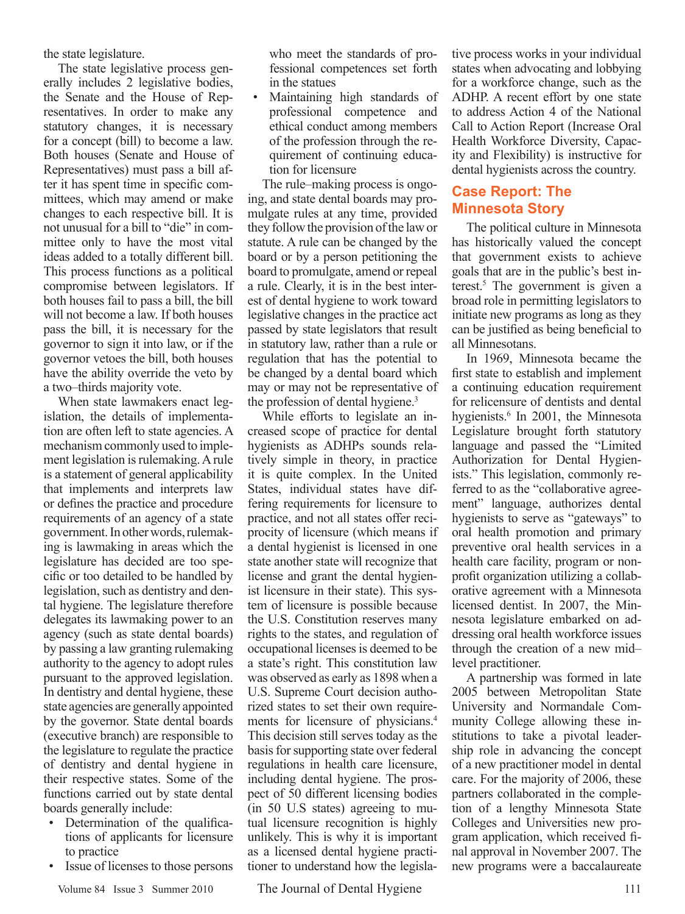the state legislature.

The state legislative process generally includes 2 legislative bodies, the Senate and the House of Representatives. In order to make any statutory changes, it is necessary for a concept (bill) to become a law. Both houses (Senate and House of Representatives) must pass a bill after it has spent time in specific committees, which may amend or make changes to each respective bill. It is not unusual for a bill to "die" in committee only to have the most vital ideas added to a totally different bill. This process functions as a political compromise between legislators. If both houses fail to pass a bill, the bill will not become a law. If both houses pass the bill, it is necessary for the governor to sign it into law, or if the governor vetoes the bill, both houses have the ability override the veto by a two–thirds majority vote.

When state lawmakers enact legislation, the details of implementation are often left to state agencies. A mechanism commonly used to implement legislation is rulemaking. A rule is a statement of general applicability that implements and interprets law or defines the practice and procedure requirements of an agency of a state government. In other words, rulemaking is lawmaking in areas which the legislature has decided are too specific or too detailed to be handled by legislation, such as dentistry and dental hygiene. The legislature therefore delegates its lawmaking power to an agency (such as state dental boards) by passing a law granting rulemaking authority to the agency to adopt rules pursuant to the approved legislation. In dentistry and dental hygiene, these state agencies are generally appointed by the governor. State dental boards (executive branch) are responsible to the legislature to regulate the practice of dentistry and dental hygiene in their respective states. Some of the functions carried out by state dental boards generally include:

- Determination of the qualifications of applicants for licensure to practice
- Issue of licenses to those persons who meet the standards of professional competences set forth in the statues
- Maintaining high standards of professional competence and ethical conduct among members of the profession through the requirement of continuing education for licensure

The rule–making process is ongoing, and state dental boards may promulgate rules at any time, provided they follow the provision of the law or statute. A rule can be changed by the board or by a person petitioning the board to promulgate, amend or repeal a rule. Clearly, it is in the best interest of dental hygiene to work toward legislative changes in the practice act passed by state legislators that result in statutory law, rather than a rule or regulation that has the potential to be changed by a dental board which may or may not be representative of the profession of dental hygiene.[3]

While efforts to legislate an increased scope of practice for dental hygienists as ADHPs sounds relatively simple in theory, in practice it is quite complex. In the United States, individual states have differing requirements for licensure to practice, and not all states offer reciprocity of licensure (which means if a dental hygienist is licensed in one state another state will recognize that license and grant the dental hygienist licensure in their state). This system of licensure is possible because the U.S. Constitution reserves many rights to the states, and regulation of occupational licenses is deemed to be a state's right. This constitution law was observed as early as 1898 when a U.S. Supreme Court decision authorized states to set their own requirements for licensure of physicians.[4] This decision still serves today as the basis for supporting state over federal regulations in health care licensure, including dental hygiene. The prospect of 50 different licensing bodies (in 50 U.S states) agreeing to mutual licensure recognition is highly unlikely. This is why it is important as a licensed dental hygiene practitioner to understand how the legislative process works in your individual states when advocating and lobbying for a workforce change, such as the ADHP. A recent effort by one state to address Action 4 of the National Call to Action Report (Increase Oral Health Workforce Diversity, Capacity and Flexibility) is instructive for dental hygienists across the country.

## Case Report: The Minnesota Story

The political culture in Minnesota has historically valued the concept that government exists to achieve goals that are in the public's best interest.[5] The government is given a broad role in permitting legislators to initiate new programs as long as they can be justified as being beneficial to all Minnesotans.

In 1969, Minnesota became the first state to establish and implement a continuing education requirement for relicensure of dentists and dental hygienists.[6] In 2001, the Minnesota Legislature brought forth statutory language and passed the "Limited Authorization for Dental Hygienists." This legislation, commonly referred to as the "collaborative agreement" language, authorizes dental hygienists to serve as "gateways" to oral health promotion and primary preventive oral health services in a health care facility, program or non-profit organization utilizing a collaborative agreement with a Minnesota licensed dentist. In 2007, the Minnesota legislature embarked on addressing oral health workforce issues through the creation of a new mid–level practitioner.

A partnership was formed in late 2005 between Metropolitan State University and Normandale Community College allowing these institutions to take a pivotal leadership role in advancing the concept of a new practitioner model in dental care. For the majority of 2006, these partners collaborated in the completion of a lengthy Minnesota State Colleges and Universities new program application, which received final approval in November 2007. The new programs were a baccalaureate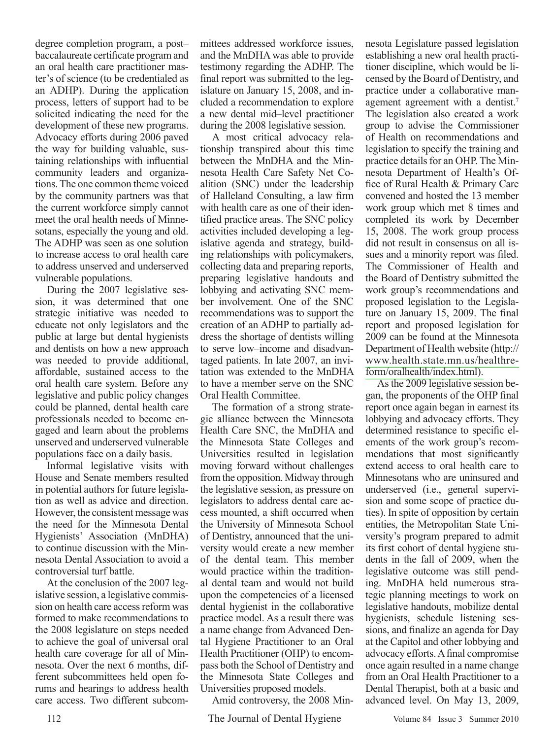degree completion program, a post–baccalaureate certificate program and an oral health care practitioner master's of science (to be credentialed as an ADHP). During the application process, letters of support had to be solicited indicating the need for the development of these new programs. Advocacy efforts during 2006 paved the way for building valuable, sustaining relationships with influential community leaders and organizations. The one common theme voiced by the community partners was that the current workforce simply cannot meet the oral health needs of Minnesotans, especially the young and old. The ADHP was seen as one solution to increase access to oral health care to address unserved and underserved vulnerable populations.

During the 2007 legislative session, it was determined that one strategic initiative was needed to educate not only legislators and the public at large but dental hygienists and dentists on how a new approach was needed to provide additional, affordable, sustained access to the oral health care system. Before any legislative and public policy changes could be planned, dental health care professionals needed to become engaged and learn about the problems unserved and underserved vulnerable populations face on a daily basis.

Informal legislative visits with House and Senate members resulted in potential authors for future legislation as well as advice and direction. However, the consistent message was the need for the Minnesota Dental Hygienists' Association (MnDHA) to continue discussion with the Minnesota Dental Association to avoid a controversial turf battle.

At the conclusion of the 2007 legislative session, a legislative commission on health care access reform was formed to make recommendations to the 2008 legislature on steps needed to achieve the goal of universal oral health care coverage for all of Minnesota. Over the next 6 months, different subcommittees held open forums and hearings to address health care access. Two different subcommittees addressed workforce issues, and the MnDHA was able to provide testimony regarding the ADHP. The final report was submitted to the legislature on January 15, 2008, and included a recommendation to explore a new dental mid–level practitioner during the 2008 legislative session.

A most critical advocacy relationship transpired about this time between the MnDHA and the Minnesota Health Care Safety Net Coalition (SNC) under the leadership of Halleland Consulting, a law firm with health care as one of their identified practice areas. The SNC policy activities included developing a legislative agenda and strategy, building relationships with policymakers, collecting data and preparing reports, preparing legislative handouts and lobbying and activating SNC member involvement. One of the SNC recommendations was to support the creation of an ADHP to partially address the shortage of dentists willing to serve low–income and disadvantaged patients. In late 2007, an invitation was extended to the MnDHA to have a member serve on the SNC Oral Health Committee.

The formation of a strong strategic alliance between the Minnesota Health Care SNC, the MnDHA and the Minnesota State Colleges and Universities resulted in legislation moving forward without challenges from the opposition. Midway through the legislative session, as pressure on legislators to address dental care access mounted, a shift occurred when the University of Minnesota School of Dentistry, announced that the university would create a new member of the dental team. This member would practice within the traditional dental team and would not build upon the competencies of a licensed dental hygienist in the collaborative practice model. As a result there was a name change from Advanced Dental Hygiene Practitioner to an Oral Health Practitioner (OHP) to encompass both the School of Dentistry and the Minnesota State Colleges and Universities proposed models.

Amid controversy, the 2008 Minnesota Legislature passed legislation establishing a new oral health practitioner discipline, which would be licensed by the Board of Dentistry, and practice under a collaborative management agreement with a dentist.[7] The legislation also created a work group to advise the Commissioner of Health on recommendations and legislation to specify the training and practice details for an OHP. The Minnesota Department of Health's Office of Rural Health & Primary Care convened and hosted the 13 member work group which met 8 times and completed its work by December 15, 2008. The work group process did not result in consensus on all issues and a minority report was filed. The Commissioner of Health and the Board of Dentistry submitted the work group's recommendations and proposed legislation to the Legislature on January 15, 2009. The final report and proposed legislation for 2009 can be found at the Minnesota Department of Health website (http://www.health.state.mn.us/healthreform/oralhealth/index.html).

As the 2009 legislative session began, the proponents of the OHP final report once again began in earnest its lobbying and advocacy efforts. They determined resistance to specific elements of the work group's recommendations that most significantly extend access to oral health care to Minnesotans who are uninsured and underserved (i.e., general supervision and some scope of practice duties). In spite of opposition by certain entities, the Metropolitan State University's program prepared to admit its first cohort of dental hygiene students in the fall of 2009, when the legislative outcome was still pending. MnDHA held numerous strategic planning meetings to work on legislative handouts, mobilize dental hygienists, schedule listening sessions, and finalize an agenda for Day at the Capitol and other lobbying and advocacy efforts. A final compromise once again resulted in a name change from an Oral Health Practitioner to a Dental Therapist, both at a basic and advanced level. On May 13, 2009,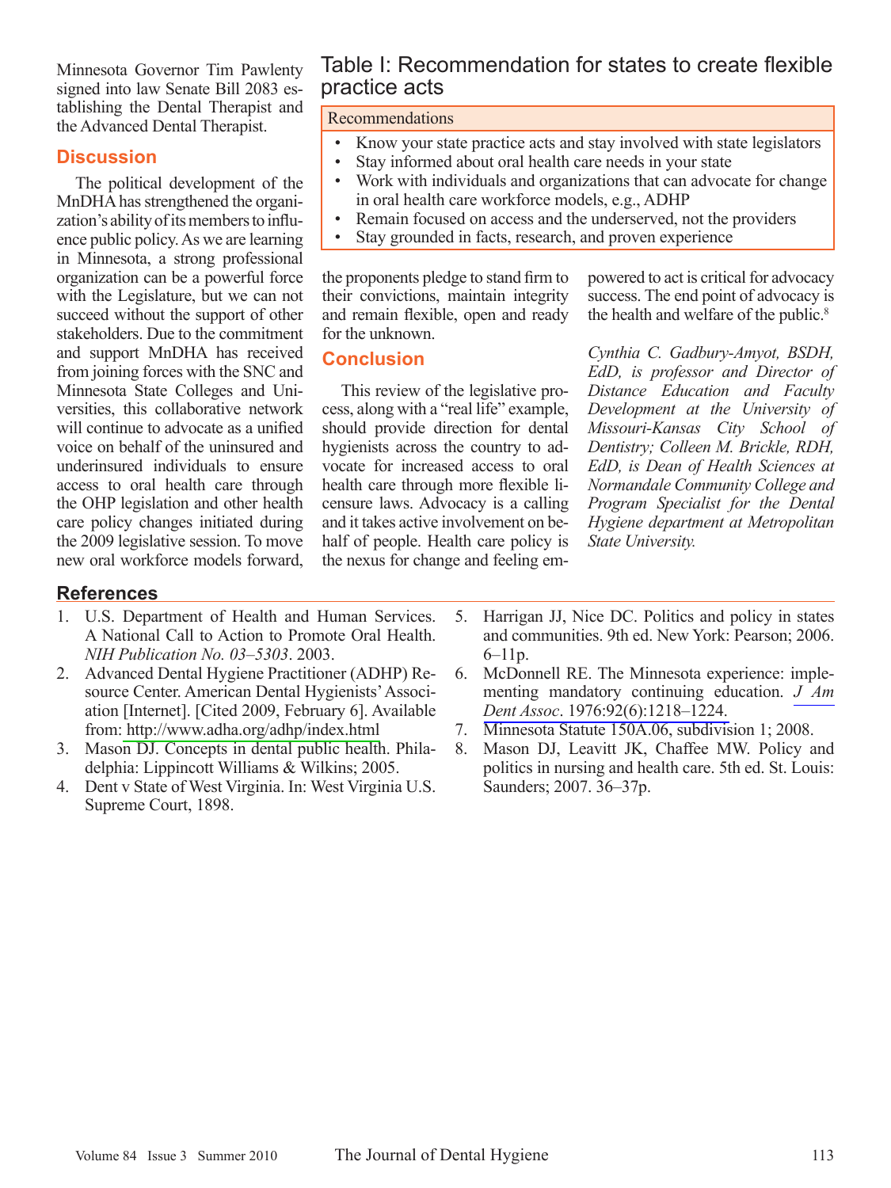Minnesota Governor Tim Pawlenty signed into law Senate Bill 2083 establishing the Dental Therapist and the Advanced Dental Therapist.

## Discussion

The political development of the MnDHA has strengthened the organization's ability of its members to influence public policy. As we are learning in Minnesota, a strong professional organization can be a powerful force with the Legislature, but we can not succeed without the support of other stakeholders. Due to the commitment and support MnDHA has received from joining forces with the SNC and Minnesota State Colleges and Universities, this collaborative network will continue to advocate as a unified voice on behalf of the uninsured and underinsured individuals to ensure access to oral health care through the OHP legislation and other health care policy changes initiated during the 2009 legislative session. To move new oral workforce models forward, the proponents pledge to stand firm to their convictions, maintain integrity and remain flexible, open and ready for the unknown.

### Table I: Recommendation for states to create flexible practice acts

| Recommendations |
| --- |
| • Know your state practice acts and stay involved with state legislators<br>• Stay informed about oral health care needs in your state<br>• Work with individuals and organizations that can advocate for change in oral health care workforce models, e.g., ADHP<br>• Remain focused on access and the underserved, not the providers<br>• Stay grounded in facts, research, and proven experience |

## Conclusion

This review of the legislative process, along with a "real life" example, should provide direction for dental hygienists across the country to advocate for increased access to oral health care through more flexible licensure laws. Advocacy is a calling and it takes active involvement on behalf of people. Health care policy is the nexus for change and feeling empowered to act is critical for advocacy success. The end point of advocacy is the health and welfare of the public.[8]

*Cynthia C. Gadbury-Amyot, BSDH, EdD, is professor and Director of Distance Education and Faculty Development at the University of Missouri-Kansas City School of Dentistry; Colleen M. Brickle, RDH, EdD, is Dean of Health Sciences at Normandale Community College and Program Specialist for the Dental Hygiene department at Metropolitan State University.*

## References

1. U.S. Department of Health and Human Services. A National Call to Action to Promote Oral Health. *NIH Publication No. 03–5303*. 2003.
2. Advanced Dental Hygiene Practitioner (ADHP) Resource Center. American Dental Hygienists' Association [Internet]. [Cited 2009, February 6]. Available from: http://www.adha.org/adhp/index.html
3. Mason DJ. Concepts in dental public health. Philadelphia: Lippincott Williams & Wilkins; 2005.
4. Dent v State of West Virginia. In: West Virginia U.S. Supreme Court, 1898.
5. Harrigan JJ, Nice DC. Politics and policy in states and communities. 9th ed. New York: Pearson; 2006. 6–11p.
6. McDonnell RE. The Minnesota experience: implementing mandatory continuing education. *J Am Dent Assoc*. 1976:92(6):1218–1224.
7. Minnesota Statute 150A.06, subdivision 1; 2008.
8. Mason DJ, Leavitt JK, Chaffee MW. Policy and politics in nursing and health care. 5th ed. St. Louis: Saunders; 2007. 36–37p.